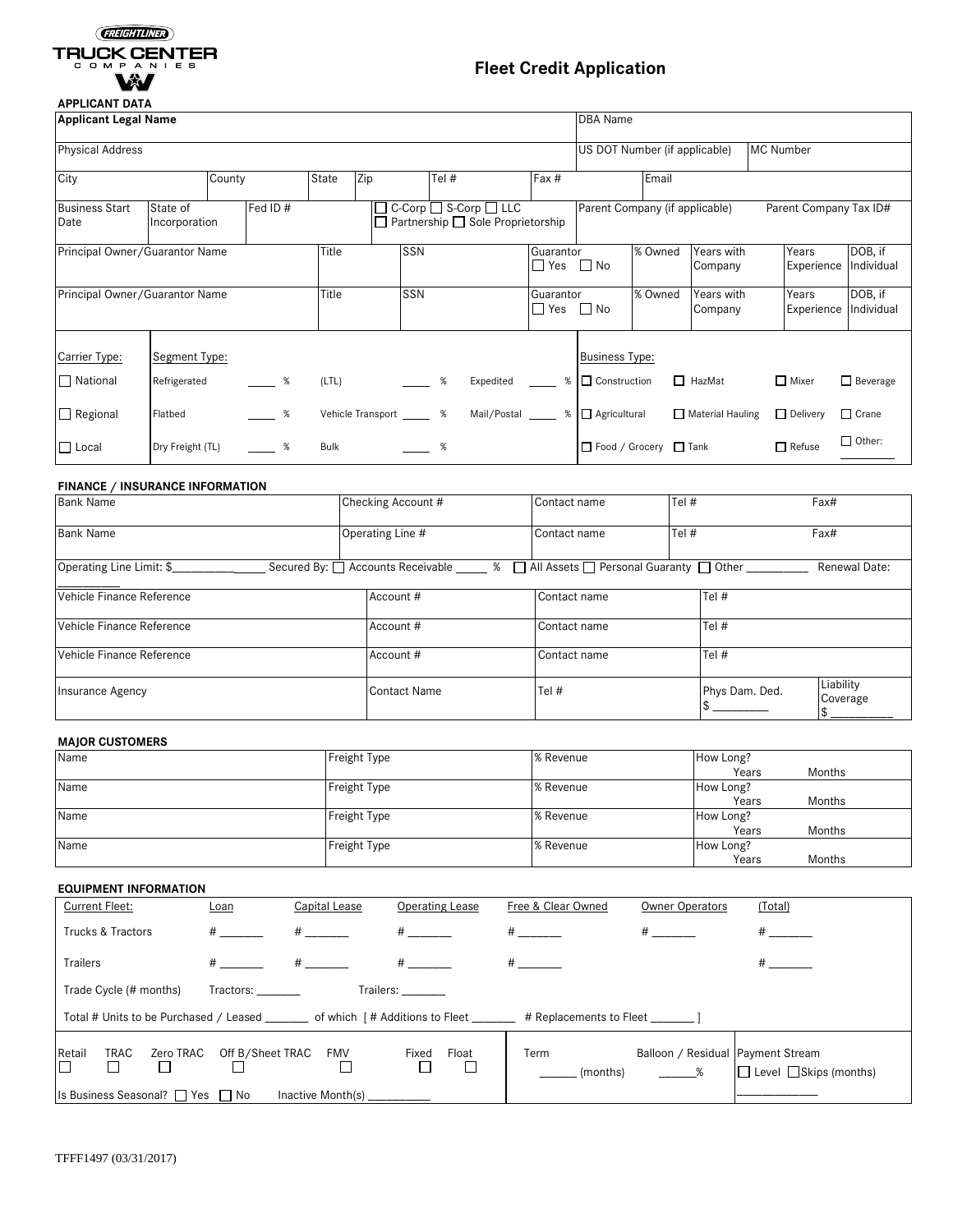# Fleet Credit Application

## APPLICANT DATA

| Applicant Legal Name | | | | | | DBA Name | | |
|---|---|---|---|---|---|---|---|---|
| Physical Address | | | | | | US DOT Number (if applicable) | | MC Number |

| City | County | State | Zip | Tel # | Fax # | Email |
|---|---|---|---|---|---|---|

| Business Start Date | State of Incorporation | Fed ID # | ☐ C-Corp ☐ S-Corp ☐ LLC ☐ Partnership ☐ Sole Proprietorship | Parent Company (if applicable) | Parent Company Tax ID# |
|---|---|---|---|---|---|

| Principal Owner/Guarantor Name | Title | SSN | Guarantor ☐ Yes ☐ No | % Owned | Years with Company | Years Experience | DOB, if Individual |
|---|---|---|---|---|---|---|---|
| Principal Owner/Guarantor Name | Title | SSN | Guarantor ☐ Yes ☐ No | % Owned | Years with Company | Years Experience | DOB, if Individual |

| Carrier Type: | Segment Type: | | | Business Type: | | | |
|---|---|---|---|---|---|---|---|
| ☐ National | Refrigerated ____ % | (LTL) ____ % | Expedited ____ % | ☐ Construction | ☐ HazMat | ☐ Mixer | ☐ Beverage |
| ☐ Regional | Flatbed ____ % | Vehicle Transport ____ % | Mail/Postal ____ % | ☐ Agricultural | ☐ Material Hauling | ☐ Delivery | ☐ Crane |
| ☐ Local | Dry Freight (TL) ____ % | Bulk ____ % | | ☐ Food / Grocery | ☐ Tank | ☐ Refuse | ☐ Other: ________ |

## FINANCE / INSURANCE INFORMATION

| Bank Name | Checking Account # | Contact name | Tel # | Fax# |
|---|---|---|---|---|
| Bank Name | Operating Line # | Contact name | Tel # | Fax# |

Operating Line Limit: $______________ Secured By: ☐ Accounts Receivable _____ % ☐ All Assets ☐ Personal Guaranty ☐ Other __________ Renewal Date: __________

| Vehicle Finance Reference | Account # | Contact name | Tel # | |
|---|---|---|---|---|
| Vehicle Finance Reference | Account # | Contact name | Tel # | |
| Vehicle Finance Reference | Account # | Contact name | Tel # | |
| Insurance Agency | Contact Name | Tel # | Phys Dam. Ded. $ _________ | Liability Coverage $ __________ |

## MAJOR CUSTOMERS

| Name | Freight Type | % Revenue | How Long? Years Months |
|---|---|---|---|
| Name | Freight Type | % Revenue | How Long? Years Months |
| Name | Freight Type | % Revenue | How Long? Years Months |
| Name | Freight Type | % Revenue | How Long? Years Months |

## EQUIPMENT INFORMATION

| Current Fleet: | Loan | Capital Lease | Operating Lease | Free & Clear Owned | Owner Operators | (Total) |
|---|---|---|---|---|---|---|
| Trucks & Tractors | # _______ | # _______ | # _______ | # _______ | # _______ | # _______ |
| Trailers | # _______ | # _______ | # _______ | # _______ | | # _______ |

Trade Cycle (# months) Tractors: _______ Trailers: _______

Total # Units to be Purchased / Leased _______ of which [ # Additions to Fleet _______ # Replacements to Fleet _______ ]

| Retail | TRAC | Zero TRAC | Off B/Sheet TRAC | FMV | Fixed | Float | Term | Balloon / Residual | Payment Stream |
|---|---|---|---|---|---|---|---|---|---|
| ☐ | ☐ | ☐ | ☐ | ☐ | ☐ | ☐ | ______ (months) | ______% | ☐ Level ☐ Skips (months) ____________ |

Is Business Seasonal? ☐ Yes ☐ No Inactive Month(s) __________

TFFF1497 (03/31/2017)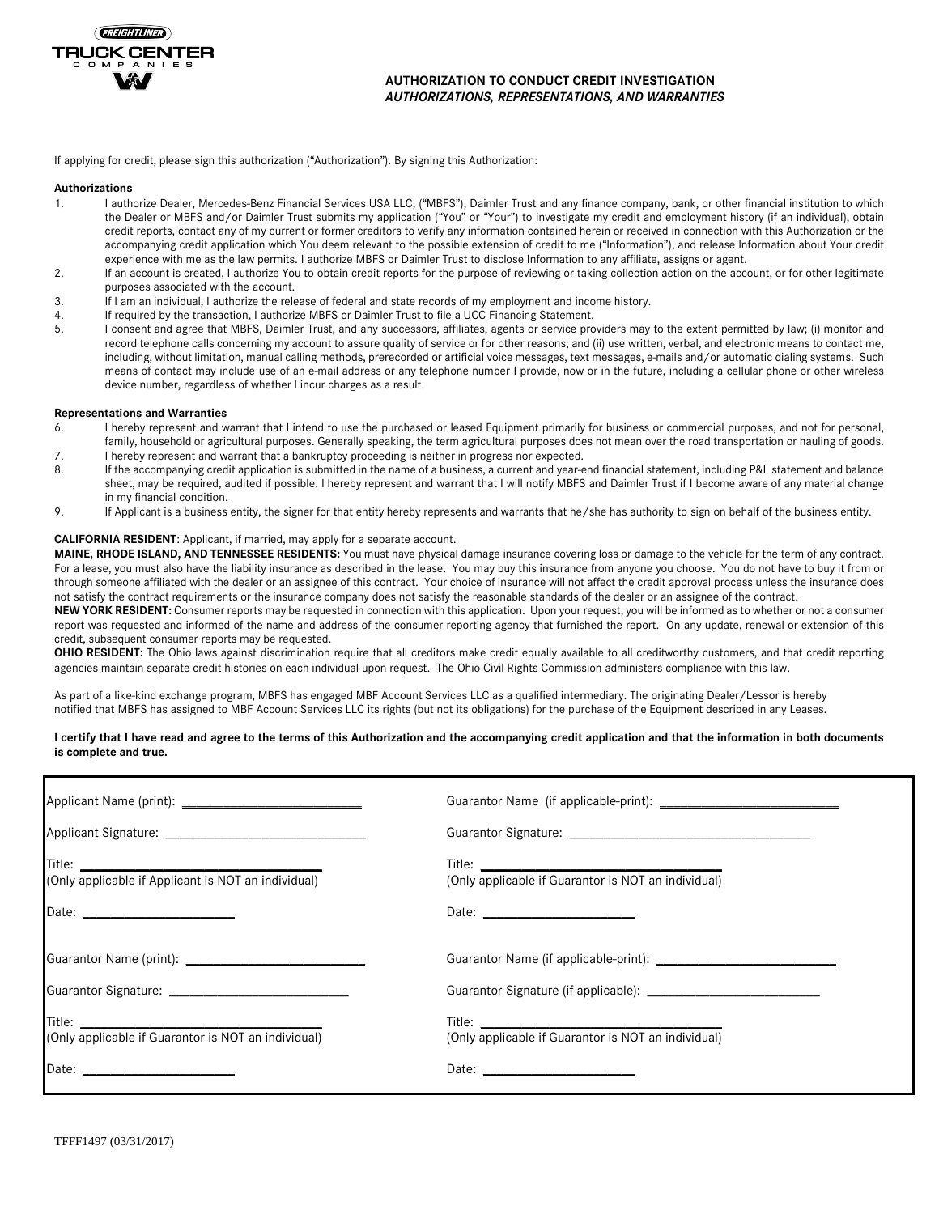FREIGHTLINER
TRUCK CENTER
COMPANIES

**AUTHORIZATION TO CONDUCT CREDIT INVESTIGATION**
***AUTHORIZATIONS, REPRESENTATIONS, AND WARRANTIES***

If applying for credit, please sign this authorization ("Authorization"). By signing this Authorization:

**Authorizations**

1. I authorize Dealer, Mercedes-Benz Financial Services USA LLC, ("MBFS"), Daimler Trust and any finance company, bank, or other financial institution to which the Dealer or MBFS and/or Daimler Trust submits my application ("You" or "Your") to investigate my credit and employment history (if an individual), obtain credit reports, contact any of my current or former creditors to verify any information contained herein or received in connection with this Authorization or the accompanying credit application which You deem relevant to the possible extension of credit to me ("Information"), and release Information about Your credit experience with me as the law permits. I authorize MBFS or Daimler Trust to disclose Information to any affiliate, assigns or agent.
2. If an account is created, I authorize You to obtain credit reports for the purpose of reviewing or taking collection action on the account, or for other legitimate purposes associated with the account.
3. If I am an individual, I authorize the release of federal and state records of my employment and income history.
4. If required by the transaction, I authorize MBFS or Daimler Trust to file a UCC Financing Statement.
5. I consent and agree that MBFS, Daimler Trust, and any successors, affiliates, agents or service providers may to the extent permitted by law; (i) monitor and record telephone calls concerning my account to assure quality of service or for other reasons; and (ii) use written, verbal, and electronic means to contact me, including, without limitation, manual calling methods, prerecorded or artificial voice messages, text messages, e-mails and/or automatic dialing systems. Such means of contact may include use of an e-mail address or any telephone number I provide, now or in the future, including a cellular phone or other wireless device number, regardless of whether I incur charges as a result.

**Representations and Warranties**

6. I hereby represent and warrant that I intend to use the purchased or leased Equipment primarily for business or commercial purposes, and not for personal, family, household or agricultural purposes. Generally speaking, the term agricultural purposes does not mean over the road transportation or hauling of goods.
7. I hereby represent and warrant that a bankruptcy proceeding is neither in progress nor expected.
8. If the accompanying credit application is submitted in the name of a business, a current and year-end financial statement, including P&L statement and balance sheet, may be required, audited if possible. I hereby represent and warrant that I will notify MBFS and Daimler Trust if I become aware of any material change in my financial condition.
9. If Applicant is a business entity, the signer for that entity hereby represents and warrants that he/she has authority to sign on behalf of the business entity.

**CALIFORNIA RESIDENT**: Applicant, if married, may apply for a separate account.

**MAINE, RHODE ISLAND, AND TENNESSEE RESIDENTS:** You must have physical damage insurance covering loss or damage to the vehicle for the term of any contract. For a lease, you must also have the liability insurance as described in the lease. You may buy this insurance from anyone you choose. You do not have to buy it from or through someone affiliated with the dealer or an assignee of this contract. Your choice of insurance will not affect the credit approval process unless the insurance does not satisfy the contract requirements or the insurance company does not satisfy the reasonable standards of the dealer or an assignee of the contract.

**NEW YORK RESIDENT:** Consumer reports may be requested in connection with this application. Upon your request, you will be informed as to whether or not a consumer report was requested and informed of the name and address of the consumer reporting agency that furnished the report. On any update, renewal or extension of this credit, subsequent consumer reports may be requested.

**OHIO RESIDENT:** The Ohio laws against discrimination require that all creditors make credit equally available to all creditworthy customers, and that credit reporting agencies maintain separate credit histories on each individual upon request. The Ohio Civil Rights Commission administers compliance with this law.

As part of a like-kind exchange program, MBFS has engaged MBF Account Services LLC as a qualified intermediary. The originating Dealer/Lessor is hereby notified that MBFS has assigned to MBF Account Services LLC its rights (but not its obligations) for the purchase of the Equipment described in any Leases.

**I certify that I have read and agree to the terms of this Authorization and the accompanying credit application and that the information in both documents is complete and true.**

| | |
|---|---|
| Applicant Name (print): ___________________________ | Guarantor Name (if applicable-print): ___________________________ |
| Applicant Signature: ______________________________ | Guarantor Signature: ___________________________________ |
| Title: ___________________________________<br>(Only applicable if Applicant is NOT an individual) | Title: ___________________________________<br>(Only applicable if Guarantor is NOT an individual) |
| Date: ______________________ | Date: ______________________ |
| Guarantor Name (print): ___________________________ | Guarantor Name (if applicable-print): ___________________________ |
| Guarantor Signature: ___________________________ | Guarantor Signature (if applicable): ___________________________ |
| Title: ___________________________________<br>(Only applicable if Guarantor is NOT an individual) | Title: ___________________________________<br>(Only applicable if Guarantor is NOT an individual) |
| Date: ______________________ | Date: ______________________ |

TFFF1497 (03/31/2017)